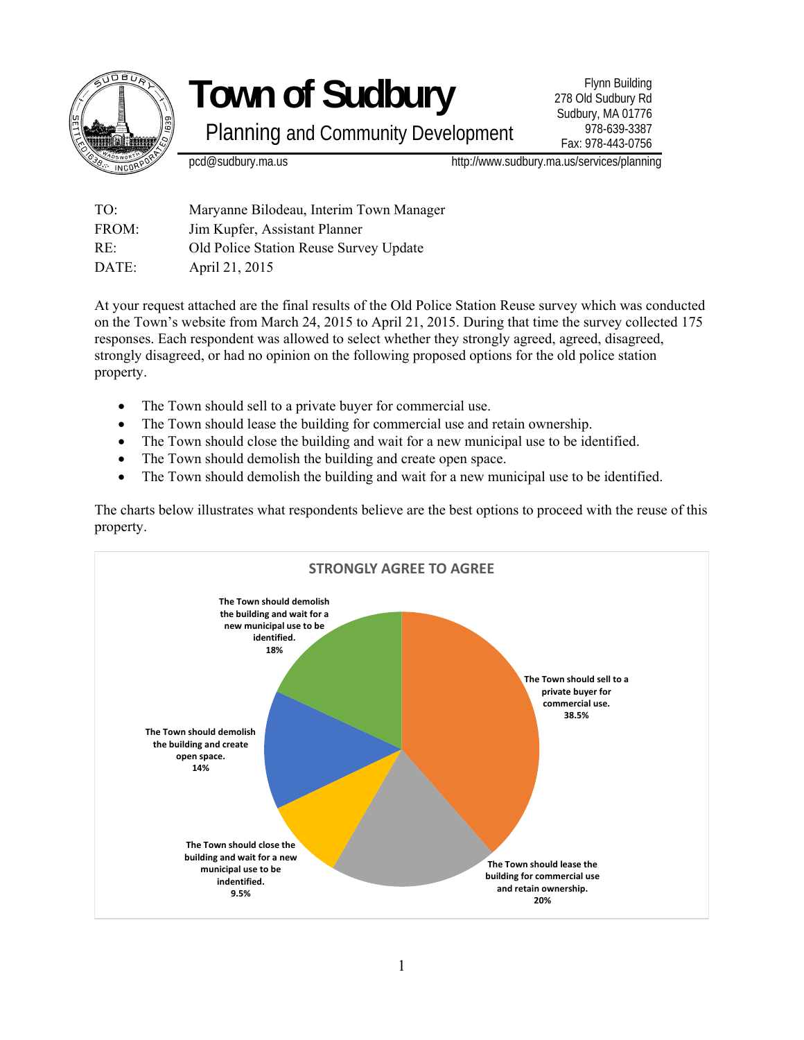# Town of Sudbury

## Planning and Community Development

Flynn Building
278 Old Sudbury Rd
Sudbury, MA 01776
978-639-3387
Fax: 978-443-0756

pcd@sudbury.ma.us    http://www.sudbury.ma.us/services/planning

| | |
|---|---|
| TO: | Maryanne Bilodeau, Interim Town Manager |
| FROM: | Jim Kupfer, Assistant Planner |
| RE: | Old Police Station Reuse Survey Update |
| DATE: | April 21, 2015 |

At your request attached are the final results of the Old Police Station Reuse survey which was conducted on the Town's website from March 24, 2015 to April 21, 2015. During that time the survey collected 175 responses. Each respondent was allowed to select whether they strongly agreed, agreed, disagreed, strongly disagreed, or had no opinion on the following proposed options for the old police station property.

- The Town should sell to a private buyer for commercial use.
- The Town should lease the building for commercial use and retain ownership.
- The Town should close the building and wait for a new municipal use to be identified.
- The Town should demolish the building and create open space.
- The Town should demolish the building and wait for a new municipal use to be identified.

The charts below illustrates what respondents believe are the best options to proceed with the reuse of this property.

**STRONGLY AGREE TO AGREE**

| Option | Percentage |
|---|---|
| The Town should sell to a private buyer for commercial use. | 38.5% |
| The Town should lease the building for commercial use and retain ownership. | 20% |
| The Town should close the building and wait for a new municipal use to be indentified. | 9.5% |
| The Town should demolish the building and create open space. | 14% |
| The Town should demolish the building and wait for a new municipal use to be identified. | 18% |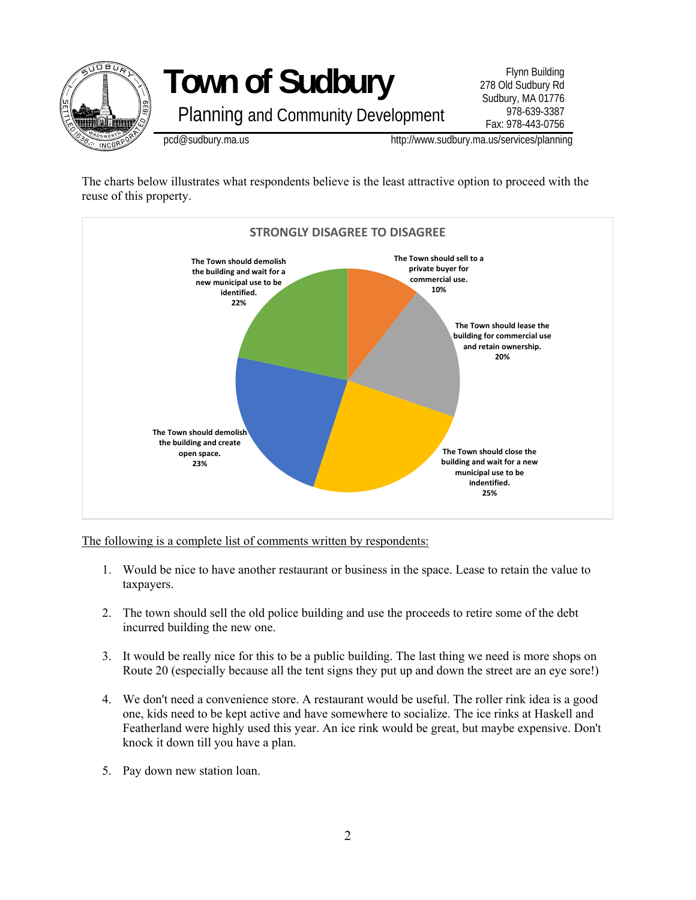# Town of Sudbury

Planning and Community Development

Flynn Building
278 Old Sudbury Rd
Sudbury, MA 01776
978-639-3387
Fax: 978-443-0756

pcd@sudbury.ma.us
http://www.sudbury.ma.us/services/planning

The charts below illustrates what respondents believe is the least attractive option to proceed with the reuse of this property.

**STRONGLY DISAGREE TO DISAGREE**

| Option | Percentage |
|---|---|
| The Town should sell to a private buyer for commercial use. | 10% |
| The Town should lease the building for commercial use and retain ownership. | 20% |
| The Town should close the building and wait for a new municipal use to be indentified. | 25% |
| The Town should demolish the building and create open space. | 23% |
| The Town should demolish the building and wait for a new municipal use to be identified. | 22% |

<u>The following is a complete list of comments written by respondents:</u>

1. Would be nice to have another restaurant or business in the space. Lease to retain the value to taxpayers.

2. The town should sell the old police building and use the proceeds to retire some of the debt incurred building the new one.

3. It would be really nice for this to be a public building. The last thing we need is more shops on Route 20 (especially because all the tent signs they put up and down the street are an eye sore!)

4. We don't need a convenience store. A restaurant would be useful. The roller rink idea is a good one, kids need to be kept active and have somewhere to socialize. The ice rinks at Haskell and Featherland were highly used this year. An ice rink would be great, but maybe expensive. Don't knock it down till you have a plan.

5. Pay down new station loan.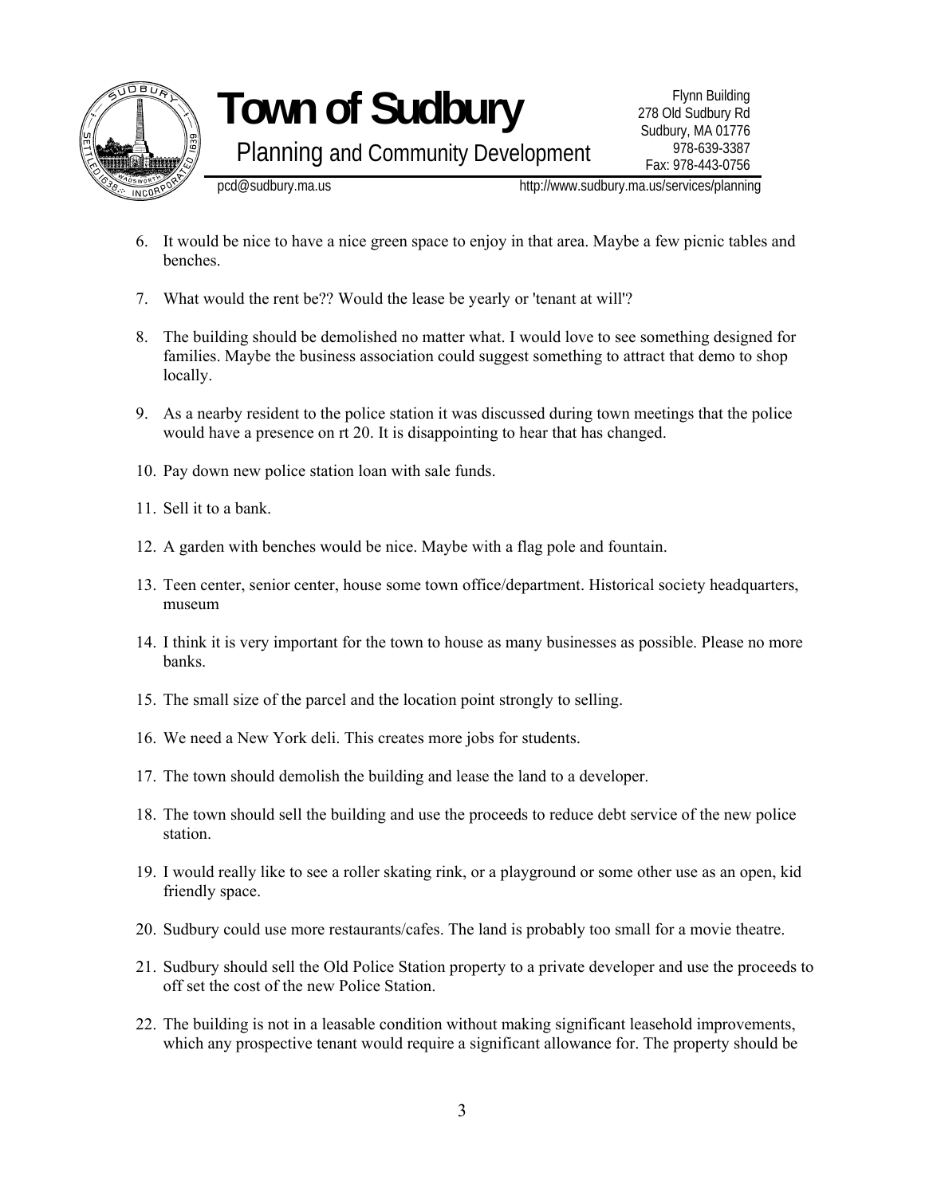6. It would be nice to have a nice green space to enjoy in that area. Maybe a few picnic tables and benches.

7. What would the rent be?? Would the lease be yearly or 'tenant at will'?

8. The building should be demolished no matter what. I would love to see something designed for families. Maybe the business association could suggest something to attract that demo to shop locally.

9. As a nearby resident to the police station it was discussed during town meetings that the police would have a presence on rt 20. It is disappointing to hear that has changed.

10. Pay down new police station loan with sale funds.

11. Sell it to a bank.

12. A garden with benches would be nice. Maybe with a flag pole and fountain.

13. Teen center, senior center, house some town office/department. Historical society headquarters, museum

14. I think it is very important for the town to house as many businesses as possible. Please no more banks.

15. The small size of the parcel and the location point strongly to selling.

16. We need a New York deli. This creates more jobs for students.

17. The town should demolish the building and lease the land to a developer.

18. The town should sell the building and use the proceeds to reduce debt service of the new police station.

19. I would really like to see a roller skating rink, or a playground or some other use as an open, kid friendly space.

20. Sudbury could use more restaurants/cafes. The land is probably too small for a movie theatre.

21. Sudbury should sell the Old Police Station property to a private developer and use the proceeds to off set the cost of the new Police Station.

22. The building is not in a leasable condition without making significant leasehold improvements, which any prospective tenant would require a significant allowance for. The property should be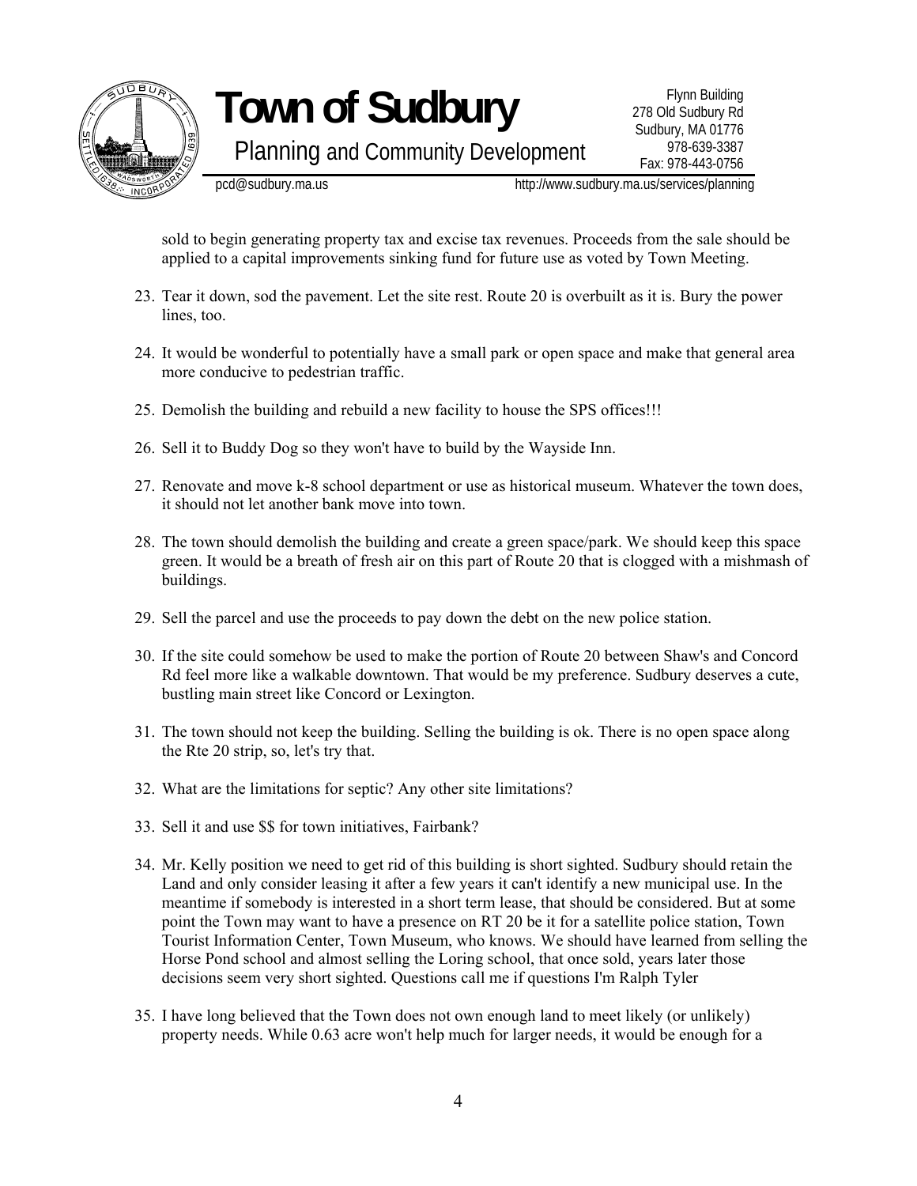sold to begin generating property tax and excise tax revenues. Proceeds from the sale should be applied to a capital improvements sinking fund for future use as voted by Town Meeting.

23. Tear it down, sod the pavement. Let the site rest. Route 20 is overbuilt as it is. Bury the power lines, too.

24. It would be wonderful to potentially have a small park or open space and make that general area more conducive to pedestrian traffic.

25. Demolish the building and rebuild a new facility to house the SPS offices!!!

26. Sell it to Buddy Dog so they won't have to build by the Wayside Inn.

27. Renovate and move k-8 school department or use as historical museum. Whatever the town does, it should not let another bank move into town.

28. The town should demolish the building and create a green space/park. We should keep this space green. It would be a breath of fresh air on this part of Route 20 that is clogged with a mishmash of buildings.

29. Sell the parcel and use the proceeds to pay down the debt on the new police station.

30. If the site could somehow be used to make the portion of Route 20 between Shaw's and Concord Rd feel more like a walkable downtown. That would be my preference. Sudbury deserves a cute, bustling main street like Concord or Lexington.

31. The town should not keep the building. Selling the building is ok. There is no open space along the Rte 20 strip, so, let's try that.

32. What are the limitations for septic? Any other site limitations?

33. Sell it and use $$ for town initiatives, Fairbank?

34. Mr. Kelly position we need to get rid of this building is short sighted. Sudbury should retain the Land and only consider leasing it after a few years it can't identify a new municipal use. In the meantime if somebody is interested in a short term lease, that should be considered. But at some point the Town may want to have a presence on RT 20 be it for a satellite police station, Town Tourist Information Center, Town Museum, who knows. We should have learned from selling the Horse Pond school and almost selling the Loring school, that once sold, years later those decisions seem very short sighted. Questions call me if questions I'm Ralph Tyler

35. I have long believed that the Town does not own enough land to meet likely (or unlikely) property needs. While 0.63 acre won't help much for larger needs, it would be enough for a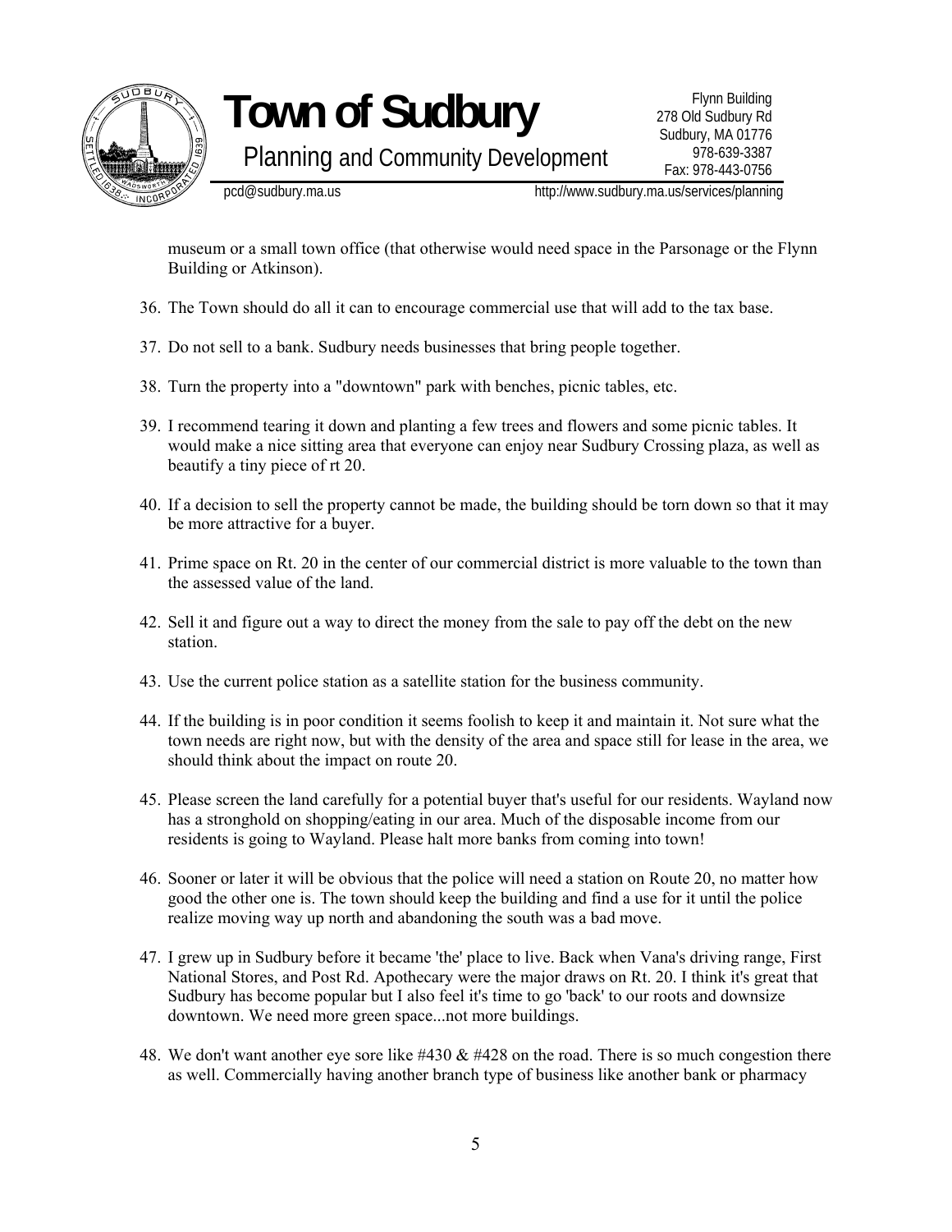museum or a small town office (that otherwise would need space in the Parsonage or the Flynn Building or Atkinson).

36. The Town should do all it can to encourage commercial use that will add to the tax base.

37. Do not sell to a bank. Sudbury needs businesses that bring people together.

38. Turn the property into a "downtown" park with benches, picnic tables, etc.

39. I recommend tearing it down and planting a few trees and flowers and some picnic tables. It would make a nice sitting area that everyone can enjoy near Sudbury Crossing plaza, as well as beautify a tiny piece of rt 20.

40. If a decision to sell the property cannot be made, the building should be torn down so that it may be more attractive for a buyer.

41. Prime space on Rt. 20 in the center of our commercial district is more valuable to the town than the assessed value of the land.

42. Sell it and figure out a way to direct the money from the sale to pay off the debt on the new station.

43. Use the current police station as a satellite station for the business community.

44. If the building is in poor condition it seems foolish to keep it and maintain it. Not sure what the town needs are right now, but with the density of the area and space still for lease in the area, we should think about the impact on route 20.

45. Please screen the land carefully for a potential buyer that's useful for our residents. Wayland now has a stronghold on shopping/eating in our area. Much of the disposable income from our residents is going to Wayland. Please halt more banks from coming into town!

46. Sooner or later it will be obvious that the police will need a station on Route 20, no matter how good the other one is. The town should keep the building and find a use for it until the police realize moving way up north and abandoning the south was a bad move.

47. I grew up in Sudbury before it became 'the' place to live. Back when Vana's driving range, First National Stores, and Post Rd. Apothecary were the major draws on Rt. 20. I think it's great that Sudbury has become popular but I also feel it's time to go 'back' to our roots and downsize downtown. We need more green space...not more buildings.

48. We don't want another eye sore like #430 & #428 on the road. There is so much congestion there as well. Commercially having another branch type of business like another bank or pharmacy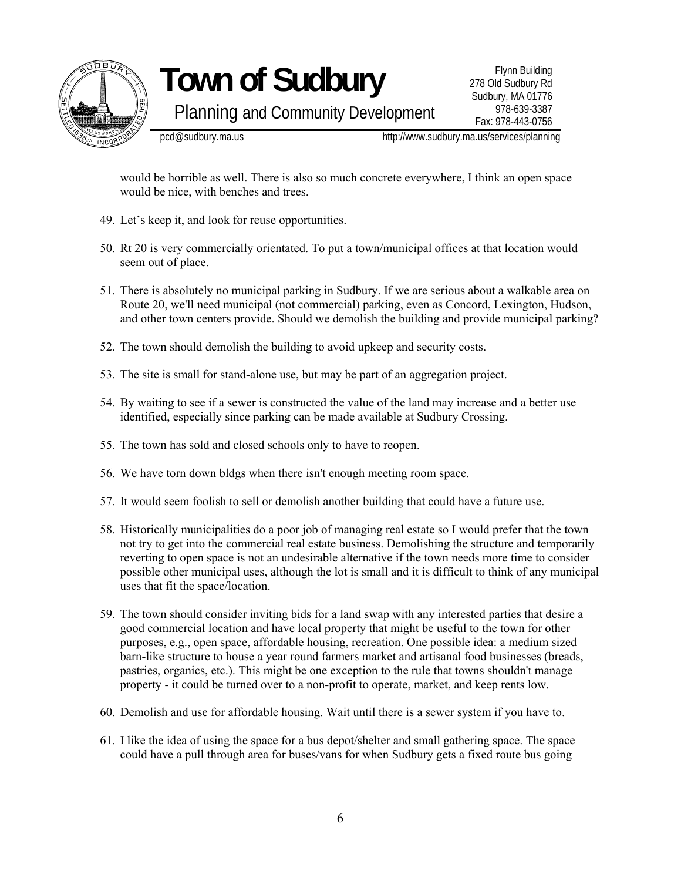would be horrible as well. There is also so much concrete everywhere, I think an open space would be nice, with benches and trees.

49. Let's keep it, and look for reuse opportunities.

50. Rt 20 is very commercially orientated. To put a town/municipal offices at that location would seem out of place.

51. There is absolutely no municipal parking in Sudbury. If we are serious about a walkable area on Route 20, we'll need municipal (not commercial) parking, even as Concord, Lexington, Hudson, and other town centers provide. Should we demolish the building and provide municipal parking?

52. The town should demolish the building to avoid upkeep and security costs.

53. The site is small for stand-alone use, but may be part of an aggregation project.

54. By waiting to see if a sewer is constructed the value of the land may increase and a better use identified, especially since parking can be made available at Sudbury Crossing.

55. The town has sold and closed schools only to have to reopen.

56. We have torn down bldgs when there isn't enough meeting room space.

57. It would seem foolish to sell or demolish another building that could have a future use.

58. Historically municipalities do a poor job of managing real estate so I would prefer that the town not try to get into the commercial real estate business. Demolishing the structure and temporarily reverting to open space is not an undesirable alternative if the town needs more time to consider possible other municipal uses, although the lot is small and it is difficult to think of any municipal uses that fit the space/location.

59. The town should consider inviting bids for a land swap with any interested parties that desire a good commercial location and have local property that might be useful to the town for other purposes, e.g., open space, affordable housing, recreation. One possible idea: a medium sized barn-like structure to house a year round farmers market and artisanal food businesses (breads, pastries, organics, etc.). This might be one exception to the rule that towns shouldn't manage property - it could be turned over to a non-profit to operate, market, and keep rents low.

60. Demolish and use for affordable housing. Wait until there is a sewer system if you have to.

61. I like the idea of using the space for a bus depot/shelter and small gathering space. The space could have a pull through area for buses/vans for when Sudbury gets a fixed route bus going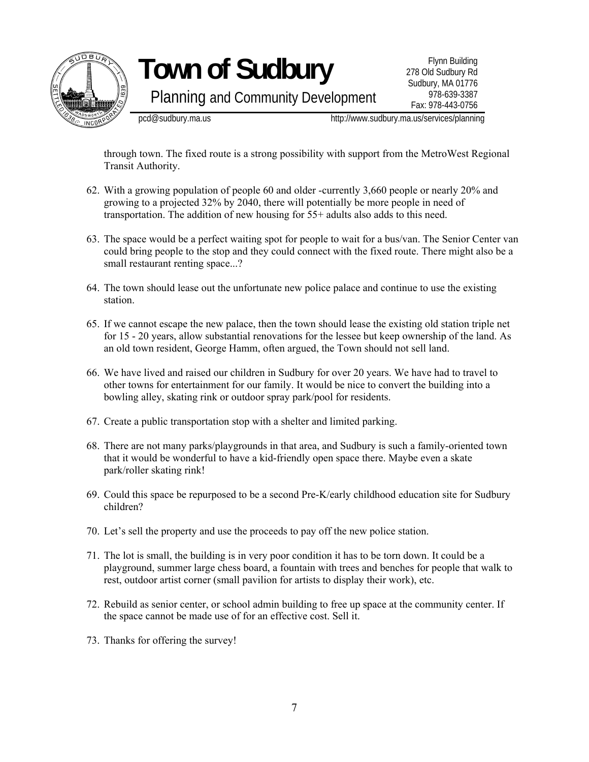through town. The fixed route is a strong possibility with support from the MetroWest Regional Transit Authority.

62. With a growing population of people 60 and older -currently 3,660 people or nearly 20% and growing to a projected 32% by 2040, there will potentially be more people in need of transportation. The addition of new housing for 55+ adults also adds to this need.

63. The space would be a perfect waiting spot for people to wait for a bus/van. The Senior Center van could bring people to the stop and they could connect with the fixed route. There might also be a small restaurant renting space...?

64. The town should lease out the unfortunate new police palace and continue to use the existing station.

65. If we cannot escape the new palace, then the town should lease the existing old station triple net for 15 - 20 years, allow substantial renovations for the lessee but keep ownership of the land. As an old town resident, George Hamm, often argued, the Town should not sell land.

66. We have lived and raised our children in Sudbury for over 20 years. We have had to travel to other towns for entertainment for our family. It would be nice to convert the building into a bowling alley, skating rink or outdoor spray park/pool for residents.

67. Create a public transportation stop with a shelter and limited parking.

68. There are not many parks/playgrounds in that area, and Sudbury is such a family-oriented town that it would be wonderful to have a kid-friendly open space there. Maybe even a skate park/roller skating rink!

69. Could this space be repurposed to be a second Pre-K/early childhood education site for Sudbury children?

70. Let's sell the property and use the proceeds to pay off the new police station.

71. The lot is small, the building is in very poor condition it has to be torn down. It could be a playground, summer large chess board, a fountain with trees and benches for people that walk to rest, outdoor artist corner (small pavilion for artists to display their work), etc.

72. Rebuild as senior center, or school admin building to free up space at the community center. If the space cannot be made use of for an effective cost. Sell it.

73. Thanks for offering the survey!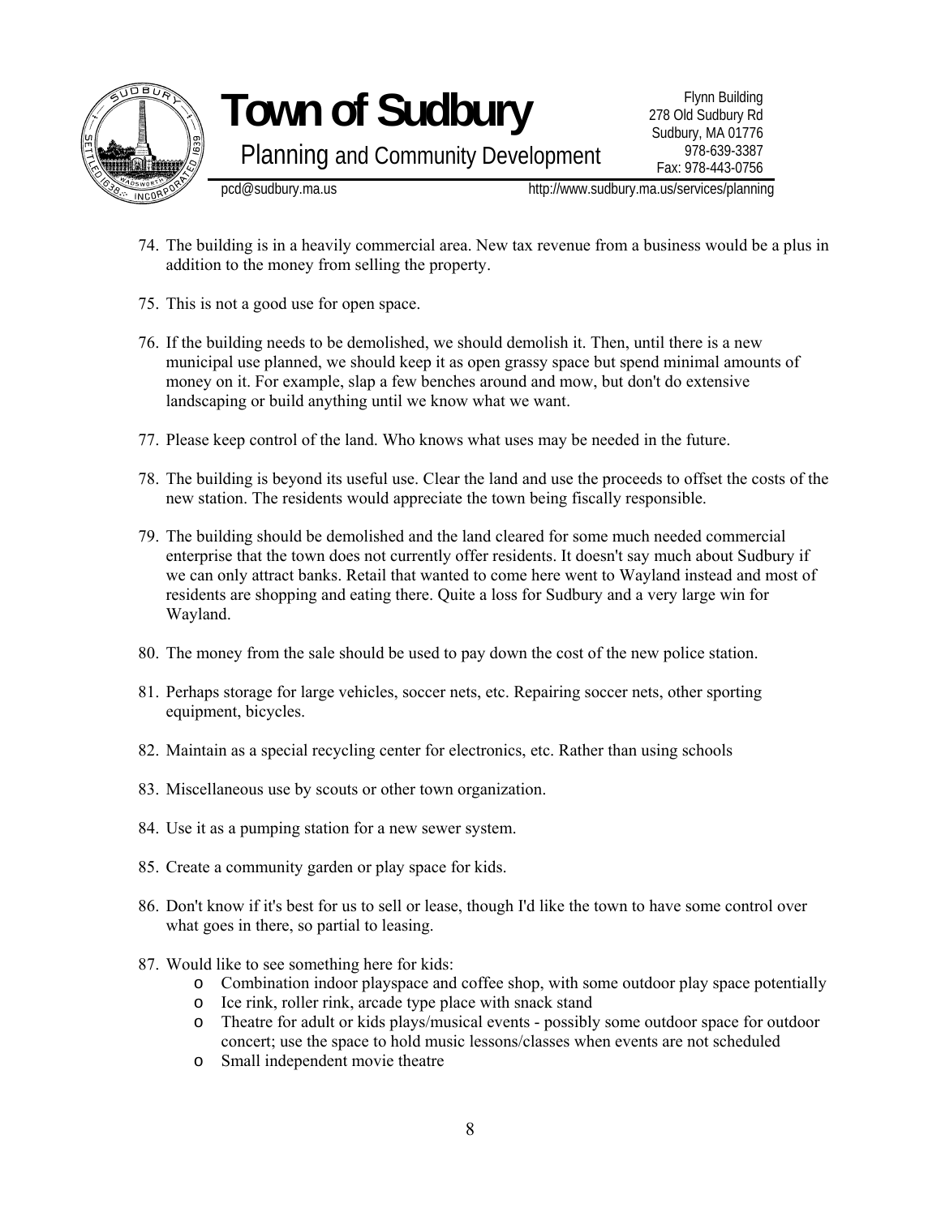74. The building is in a heavily commercial area. New tax revenue from a business would be a plus in addition to the money from selling the property.

75. This is not a good use for open space.

76. If the building needs to be demolished, we should demolish it. Then, until there is a new municipal use planned, we should keep it as open grassy space but spend minimal amounts of money on it. For example, slap a few benches around and mow, but don't do extensive landscaping or build anything until we know what we want.

77. Please keep control of the land. Who knows what uses may be needed in the future.

78. The building is beyond its useful use. Clear the land and use the proceeds to offset the costs of the new station. The residents would appreciate the town being fiscally responsible.

79. The building should be demolished and the land cleared for some much needed commercial enterprise that the town does not currently offer residents. It doesn't say much about Sudbury if we can only attract banks. Retail that wanted to come here went to Wayland instead and most of residents are shopping and eating there. Quite a loss for Sudbury and a very large win for Wayland.

80. The money from the sale should be used to pay down the cost of the new police station.

81. Perhaps storage for large vehicles, soccer nets, etc. Repairing soccer nets, other sporting equipment, bicycles.

82. Maintain as a special recycling center for electronics, etc. Rather than using schools

83. Miscellaneous use by scouts or other town organization.

84. Use it as a pumping station for a new sewer system.

85. Create a community garden or play space for kids.

86. Don't know if it's best for us to sell or lease, though I'd like the town to have some control over what goes in there, so partial to leasing.

87. Would like to see something here for kids:
    - Combination indoor playspace and coffee shop, with some outdoor play space potentially
    - Ice rink, roller rink, arcade type place with snack stand
    - Theatre for adult or kids plays/musical events - possibly some outdoor space for outdoor concert; use the space to hold music lessons/classes when events are not scheduled
    - Small independent movie theatre